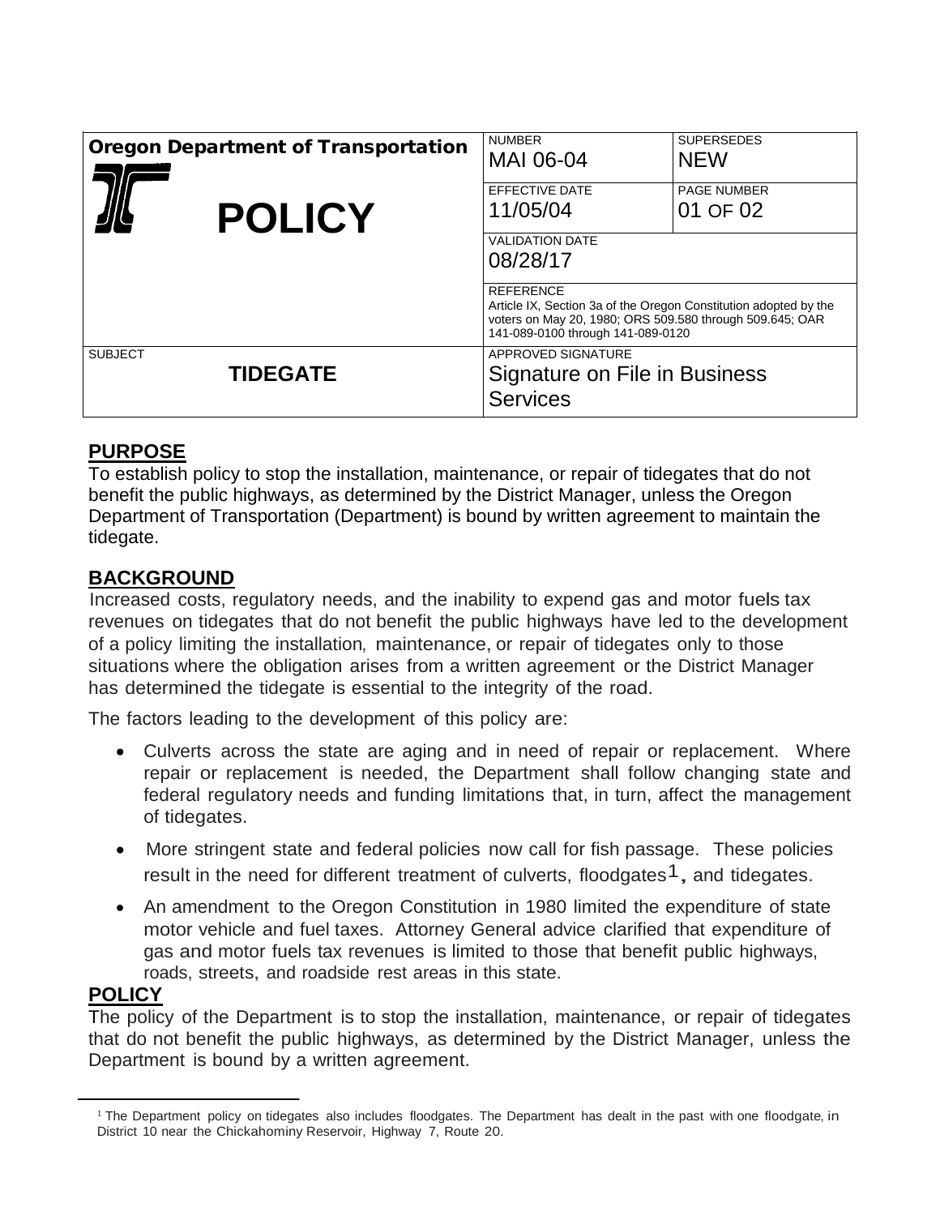| Oregon Department of Transportation **POLICY** | NUMBER MAI 06-04 | SUPERSEDES NEW |
|---|---|---|
| | EFFECTIVE DATE 11/05/04 | PAGE NUMBER 01 OF 02 |
| | VALIDATION DATE 08/28/17 | |
| | REFERENCE Article IX, Section 3a of the Oregon Constitution adopted by the voters on May 20, 1980; ORS 509.580 through 509.645; OAR 141-089-0100 through 141-089-0120 | |
| SUBJECT **TIDEGATE** | APPROVED SIGNATURE Signature on File in Business Services | |

## PURPOSE

To establish policy to stop the installation, maintenance, or repair of tidegates that do not benefit the public highways, as determined by the District Manager, unless the Oregon Department of Transportation (Department) is bound by written agreement to maintain the tidegate.

## BACKGROUND

Increased costs, regulatory needs, and the inability to expend gas and motor fuels tax revenues on tidegates that do not benefit the public highways have led to the development of a policy limiting the installation, maintenance, or repair of tidegates only to those situations where the obligation arises from a written agreement or the District Manager has determined the tidegate is essential to the integrity of the road.

The factors leading to the development of this policy are:

- Culverts across the state are aging and in need of repair or replacement. Where repair or replacement is needed, the Department shall follow changing state and federal regulatory needs and funding limitations that, in turn, affect the management of tidegates.
- More stringent state and federal policies now call for fish passage. These policies result in the need for different treatment of culverts, floodgates[1], and tidegates.
- An amendment to the Oregon Constitution in 1980 limited the expenditure of state motor vehicle and fuel taxes. Attorney General advice clarified that expenditure of gas and motor fuels tax revenues is limited to those that benefit public highways, roads, streets, and roadside rest areas in this state.

## POLICY

The policy of the Department is to stop the installation, maintenance, or repair of tidegates that do not benefit the public highways, as determined by the District Manager, unless the Department is bound by a written agreement.

---

[1] The Department policy on tidegates also includes floodgates. The Department has dealt in the past with one floodgate, in District 10 near the Chickahominy Reservoir, Highway 7, Route 20.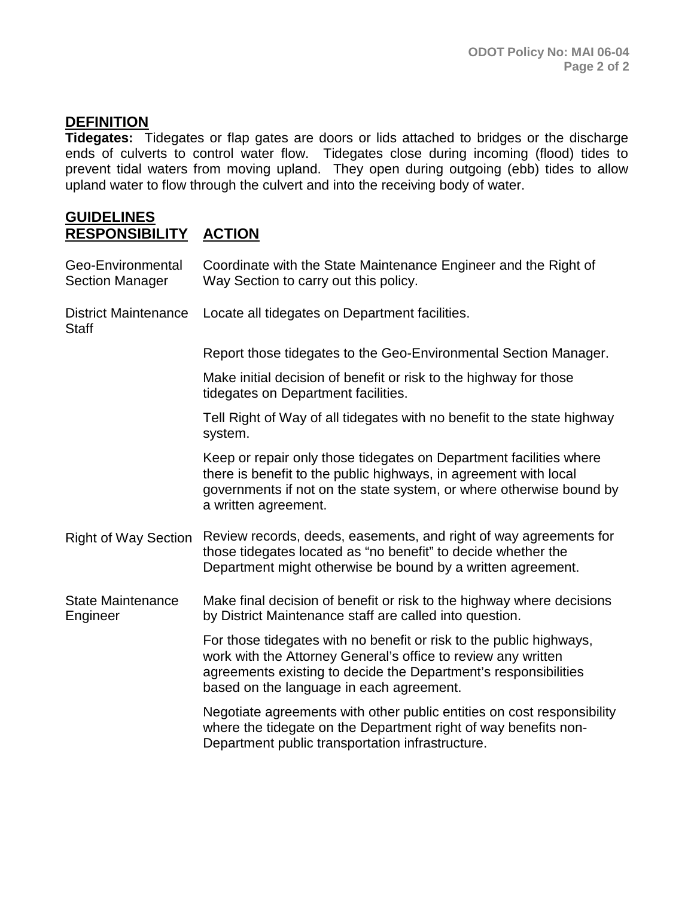## DEFINITION

**Tidegates:** Tidegates or flap gates are doors or lids attached to bridges or the discharge ends of culverts to control water flow. Tidegates close during incoming (flood) tides to prevent tidal waters from moving upland. They open during outgoing (ebb) tides to allow upland water to flow through the culvert and into the receiving body of water.

## GUIDELINES

| RESPONSIBILITY | ACTION |
|---|---|
| Geo-Environmental Section Manager | Coordinate with the State Maintenance Engineer and the Right of Way Section to carry out this policy. |
| District Maintenance Staff | Locate all tidegates on Department facilities. |
| | Report those tidegates to the Geo-Environmental Section Manager. |
| | Make initial decision of benefit or risk to the highway for those tidegates on Department facilities. |
| | Tell Right of Way of all tidegates with no benefit to the state highway system. |
| | Keep or repair only those tidegates on Department facilities where there is benefit to the public highways, in agreement with local governments if not on the state system, or where otherwise bound by a written agreement. |
| Right of Way Section | Review records, deeds, easements, and right of way agreements for those tidegates located as "no benefit" to decide whether the Department might otherwise be bound by a written agreement. |
| State Maintenance Engineer | Make final decision of benefit or risk to the highway where decisions by District Maintenance staff are called into question. |
| | For those tidegates with no benefit or risk to the public highways, work with the Attorney General's office to review any written agreements existing to decide the Department's responsibilities based on the language in each agreement. |
| | Negotiate agreements with other public entities on cost responsibility where the tidegate on the Department right of way benefits non-Department public transportation infrastructure. |